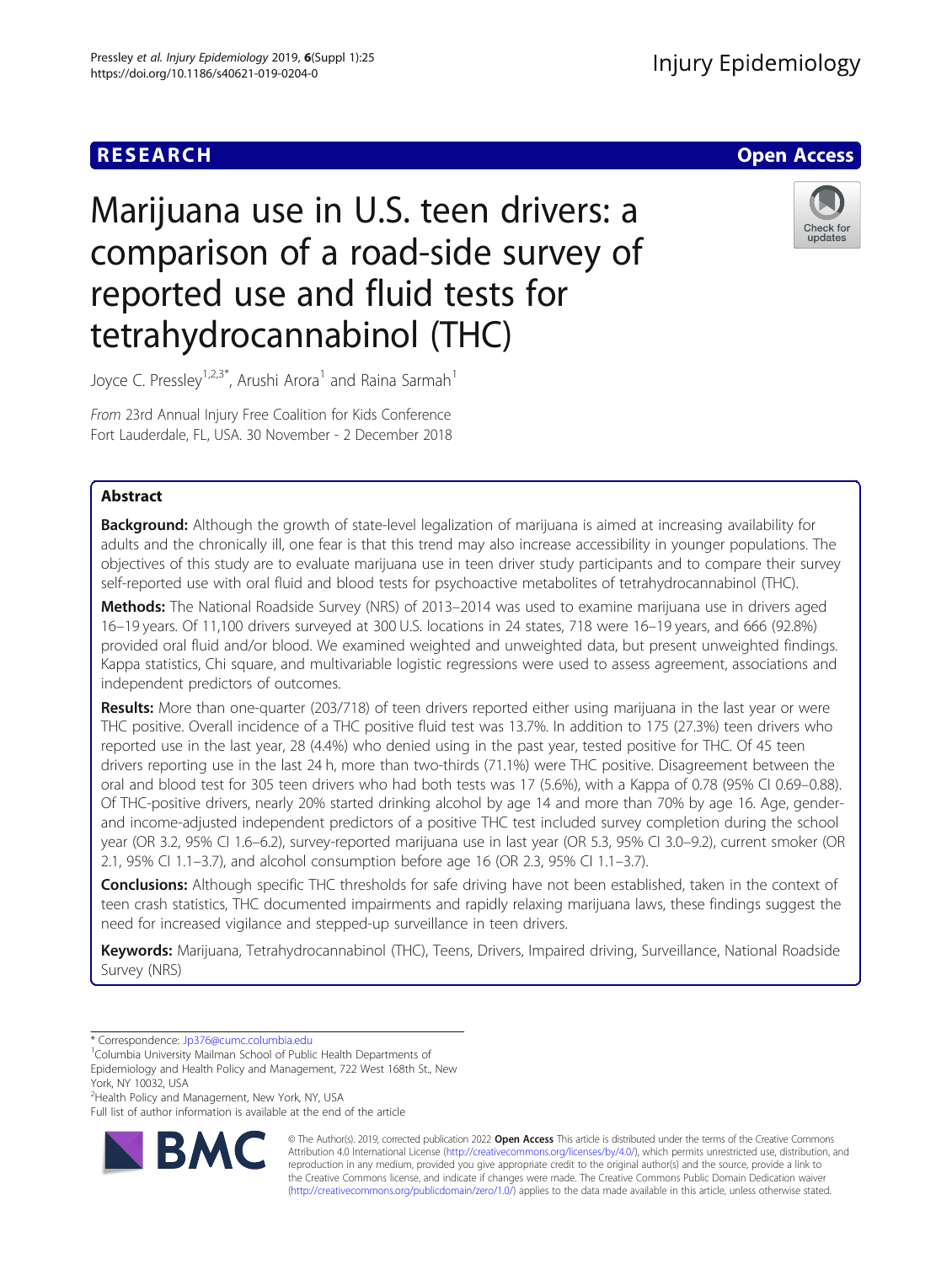RESEARCH

Open Access

# Marijuana use in U.S. teen drivers: a comparison of a road-side survey of reported use and fluid tests for tetrahydrocannabinol (THC)

Joyce C. Pressley[1,2,3*], Arushi Arora[1] and Raina Sarmah[1]

*From* 23rd Annual Injury Free Coalition for Kids Conference
Fort Lauderdale, FL, USA. 30 November - 2 December 2018

## Abstract

**Background:** Although the growth of state-level legalization of marijuana is aimed at increasing availability for adults and the chronically ill, one fear is that this trend may also increase accessibility in younger populations. The objectives of this study are to evaluate marijuana use in teen driver study participants and to compare their survey self-reported use with oral fluid and blood tests for psychoactive metabolites of tetrahydrocannabinol (THC).

**Methods:** The National Roadside Survey (NRS) of 2013–2014 was used to examine marijuana use in drivers aged 16–19 years. Of 11,100 drivers surveyed at 300 U.S. locations in 24 states, 718 were 16–19 years, and 666 (92.8%) provided oral fluid and/or blood. We examined weighted and unweighted data, but present unweighted findings. Kappa statistics, Chi square, and multivariable logistic regressions were used to assess agreement, associations and independent predictors of outcomes.

**Results:** More than one-quarter (203/718) of teen drivers reported either using marijuana in the last year or were THC positive. Overall incidence of a THC positive fluid test was 13.7%. In addition to 175 (27.3%) teen drivers who reported use in the last year, 28 (4.4%) who denied using in the past year, tested positive for THC. Of 45 teen drivers reporting use in the last 24 h, more than two-thirds (71.1%) were THC positive. Disagreement between the oral and blood test for 305 teen drivers who had both tests was 17 (5.6%), with a Kappa of 0.78 (95% CI 0.69–0.88). Of THC-positive drivers, nearly 20% started drinking alcohol by age 14 and more than 70% by age 16. Age, gender- and income-adjusted independent predictors of a positive THC test included survey completion during the school year (OR 3.2, 95% CI 1.6–6.2), survey-reported marijuana use in last year (OR 5.3, 95% CI 3.0–9.2), current smoker (OR 2.1, 95% CI 1.1–3.7), and alcohol consumption before age 16 (OR 2.3, 95% CI 1.1–3.7).

**Conclusions:** Although specific THC thresholds for safe driving have not been established, taken in the context of teen crash statistics, THC documented impairments and rapidly relaxing marijuana laws, these findings suggest the need for increased vigilance and stepped-up surveillance in teen drivers.

**Keywords:** Marijuana, Tetrahydrocannabinol (THC), Teens, Drivers, Impaired driving, Surveillance, National Roadside Survey (NRS)

\* Correspondence: Jp376@cumc.columbia.edu
[1]Columbia University Mailman School of Public Health Departments of Epidemiology and Health Policy and Management, 722 West 168th St., New York, NY 10032, USA
[2]Health Policy and Management, New York, NY, USA
Full list of author information is available at the end of the article

© The Author(s). 2019, corrected publication 2022 **Open Access** This article is distributed under the terms of the Creative Commons Attribution 4.0 International License (http://creativecommons.org/licenses/by/4.0/), which permits unrestricted use, distribution, and reproduction in any medium, provided you give appropriate credit to the original author(s) and the source, provide a link to the Creative Commons license, and indicate if changes were made. The Creative Commons Public Domain Dedication waiver (http://creativecommons.org/publicdomain/zero/1.0/) applies to the data made available in this article, unless otherwise stated.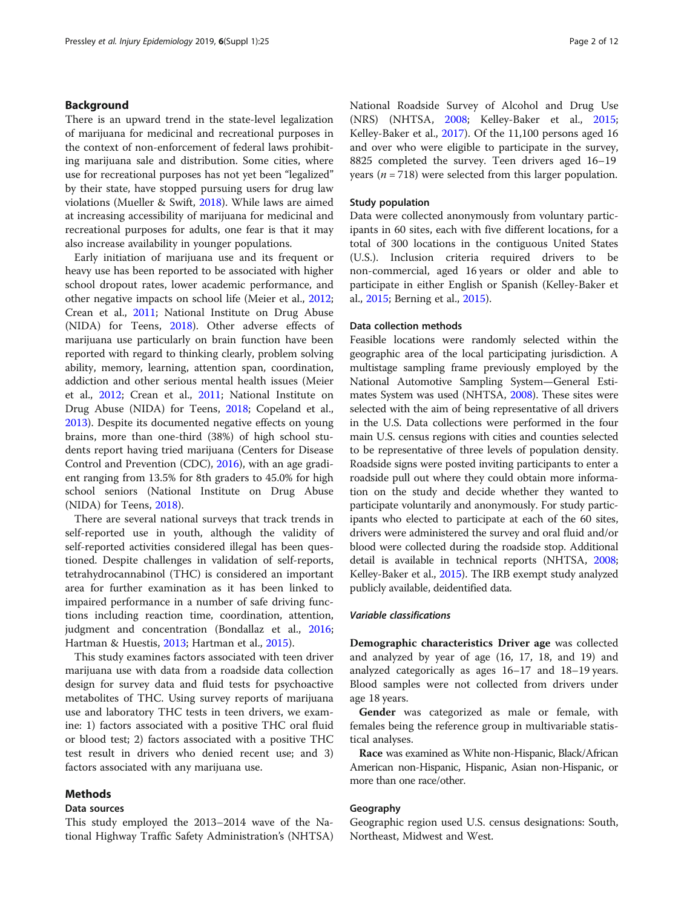## Background

There is an upward trend in the state-level legalization of marijuana for medicinal and recreational purposes in the context of non-enforcement of federal laws prohibiting marijuana sale and distribution. Some cities, where use for recreational purposes has not yet been "legalized" by their state, have stopped pursuing users for drug law violations (Mueller & Swift, 2018). While laws are aimed at increasing accessibility of marijuana for medicinal and recreational purposes for adults, one fear is that it may also increase availability in younger populations.

Early initiation of marijuana use and its frequent or heavy use has been reported to be associated with higher school dropout rates, lower academic performance, and other negative impacts on school life (Meier et al., 2012; Crean et al., 2011; National Institute on Drug Abuse (NIDA) for Teens, 2018). Other adverse effects of marijuana use particularly on brain function have been reported with regard to thinking clearly, problem solving ability, memory, learning, attention span, coordination, addiction and other serious mental health issues (Meier et al., 2012; Crean et al., 2011; National Institute on Drug Abuse (NIDA) for Teens, 2018; Copeland et al., 2013). Despite its documented negative effects on young brains, more than one-third (38%) of high school students report having tried marijuana (Centers for Disease Control and Prevention (CDC), 2016), with an age gradient ranging from 13.5% for 8th graders to 45.0% for high school seniors (National Institute on Drug Abuse (NIDA) for Teens, 2018).

There are several national surveys that track trends in self-reported use in youth, although the validity of self-reported activities considered illegal has been questioned. Despite challenges in validation of self-reports, tetrahydrocannabinol (THC) is considered an important area for further examination as it has been linked to impaired performance in a number of safe driving functions including reaction time, coordination, attention, judgment and concentration (Bondallaz et al., 2016; Hartman & Huestis, 2013; Hartman et al., 2015).

This study examines factors associated with teen driver marijuana use with data from a roadside data collection design for survey data and fluid tests for psychoactive metabolites of THC. Using survey reports of marijuana use and laboratory THC tests in teen drivers, we examine: 1) factors associated with a positive THC oral fluid or blood test; 2) factors associated with a positive THC test result in drivers who denied recent use; and 3) factors associated with any marijuana use.

## Methods

### Data sources

This study employed the 2013–2014 wave of the National Highway Traffic Safety Administration's (NHTSA) National Roadside Survey of Alcohol and Drug Use (NRS) (NHTSA, 2008; Kelley-Baker et al., 2015; Kelley-Baker et al., 2017). Of the 11,100 persons aged 16 and over who were eligible to participate in the survey, 8825 completed the survey. Teen drivers aged 16–19 years ($n = 718$) were selected from this larger population.

### Study population

Data were collected anonymously from voluntary participants in 60 sites, each with five different locations, for a total of 300 locations in the contiguous United States (U.S.). Inclusion criteria required drivers to be non-commercial, aged 16 years or older and able to participate in either English or Spanish (Kelley-Baker et al., 2015; Berning et al., 2015).

### Data collection methods

Feasible locations were randomly selected within the geographic area of the local participating jurisdiction. A multistage sampling frame previously employed by the National Automotive Sampling System—General Estimates System was used (NHTSA, 2008). These sites were selected with the aim of being representative of all drivers in the U.S. Data collections were performed in the four main U.S. census regions with cities and counties selected to be representative of three levels of population density. Roadside signs were posted inviting participants to enter a roadside pull out where they could obtain more information on the study and decide whether they wanted to participate voluntarily and anonymously. For study participants who elected to participate at each of the 60 sites, drivers were administered the survey and oral fluid and/or blood were collected during the roadside stop. Additional detail is available in technical reports (NHTSA, 2008; Kelley-Baker et al., 2015). The IRB exempt study analyzed publicly available, deidentified data.

#### *Variable classifications*

**Demographic characteristics** **Driver age** was collected and analyzed by year of age (16, 17, 18, and 19) and analyzed categorically as ages 16–17 and 18–19 years. Blood samples were not collected from drivers under age 18 years.

**Gender** was categorized as male or female, with females being the reference group in multivariable statistical analyses.

**Race** was examined as White non-Hispanic, Black/African American non-Hispanic, Hispanic, Asian non-Hispanic, or more than one race/other.

### Geography

Geographic region used U.S. census designations: South, Northeast, Midwest and West.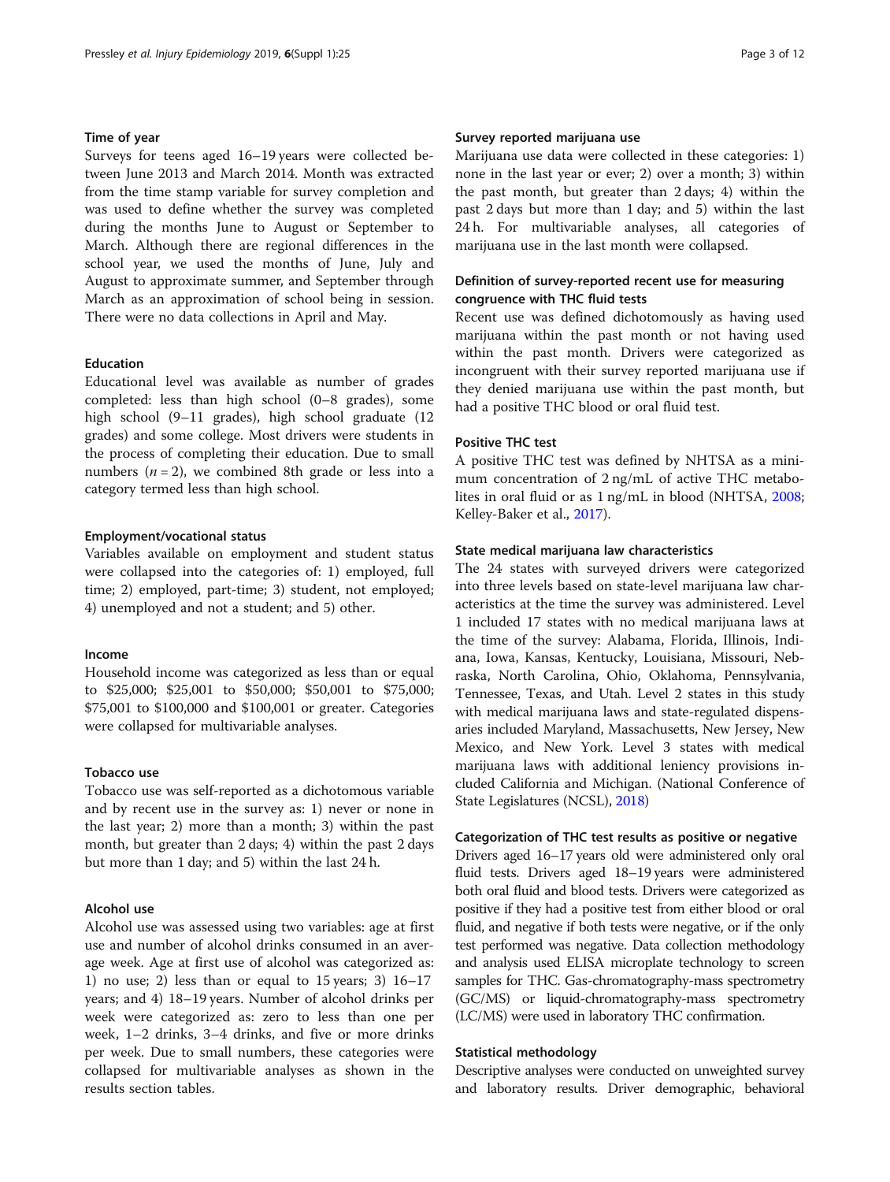### Time of year

Surveys for teens aged 16–19 years were collected between June 2013 and March 2014. Month was extracted from the time stamp variable for survey completion and was used to define whether the survey was completed during the months June to August or September to March. Although there are regional differences in the school year, we used the months of June, July and August to approximate summer, and September through March as an approximation of school being in session. There were no data collections in April and May.

### Education

Educational level was available as number of grades completed: less than high school (0–8 grades), some high school (9–11 grades), high school graduate (12 grades) and some college. Most drivers were students in the process of completing their education. Due to small numbers ($n = 2$), we combined 8th grade or less into a category termed less than high school.

### Employment/vocational status

Variables available on employment and student status were collapsed into the categories of: 1) employed, full time; 2) employed, part-time; 3) student, not employed; 4) unemployed and not a student; and 5) other.

### Income

Household income was categorized as less than or equal to $25,000; $25,001 to $50,000; $50,001 to $75,000; $75,001 to $100,000 and $100,001 or greater. Categories were collapsed for multivariable analyses.

### Tobacco use

Tobacco use was self-reported as a dichotomous variable and by recent use in the survey as: 1) never or none in the last year; 2) more than a month; 3) within the past month, but greater than 2 days; 4) within the past 2 days but more than 1 day; and 5) within the last 24 h.

### Alcohol use

Alcohol use was assessed using two variables: age at first use and number of alcohol drinks consumed in an average week. Age at first use of alcohol was categorized as: 1) no use; 2) less than or equal to 15 years; 3) 16–17 years; and 4) 18–19 years. Number of alcohol drinks per week were categorized as: zero to less than one per week, 1–2 drinks, 3–4 drinks, and five or more drinks per week. Due to small numbers, these categories were collapsed for multivariable analyses as shown in the results section tables.

### Survey reported marijuana use

Marijuana use data were collected in these categories: 1) none in the last year or ever; 2) over a month; 3) within the past month, but greater than 2 days; 4) within the past 2 days but more than 1 day; and 5) within the last 24 h. For multivariable analyses, all categories of marijuana use in the last month were collapsed.

### Definition of survey-reported recent use for measuring congruence with THC fluid tests

Recent use was defined dichotomously as having used marijuana within the past month or not having used within the past month. Drivers were categorized as incongruent with their survey reported marijuana use if they denied marijuana use within the past month, but had a positive THC blood or oral fluid test.

### Positive THC test

A positive THC test was defined by NHTSA as a minimum concentration of 2 ng/mL of active THC metabolites in oral fluid or as 1 ng/mL in blood (NHTSA, 2008; Kelley-Baker et al., 2017).

### State medical marijuana law characteristics

The 24 states with surveyed drivers were categorized into three levels based on state-level marijuana law characteristics at the time the survey was administered. Level 1 included 17 states with no medical marijuana laws at the time of the survey: Alabama, Florida, Illinois, Indiana, Iowa, Kansas, Kentucky, Louisiana, Missouri, Nebraska, North Carolina, Ohio, Oklahoma, Pennsylvania, Tennessee, Texas, and Utah. Level 2 states in this study with medical marijuana laws and state-regulated dispensaries included Maryland, Massachusetts, New Jersey, New Mexico, and New York. Level 3 states with medical marijuana laws with additional leniency provisions included California and Michigan. (National Conference of State Legislatures (NCSL), 2018)

### Categorization of THC test results as positive or negative

Drivers aged 16–17 years old were administered only oral fluid tests. Drivers aged 18–19 years were administered both oral fluid and blood tests. Drivers were categorized as positive if they had a positive test from either blood or oral fluid, and negative if both tests were negative, or if the only test performed was negative. Data collection methodology and analysis used ELISA microplate technology to screen samples for THC. Gas-chromatography-mass spectrometry (GC/MS) or liquid-chromatography-mass spectrometry (LC/MS) were used in laboratory THC confirmation.

### Statistical methodology

Descriptive analyses were conducted on unweighted survey and laboratory results. Driver demographic, behavioral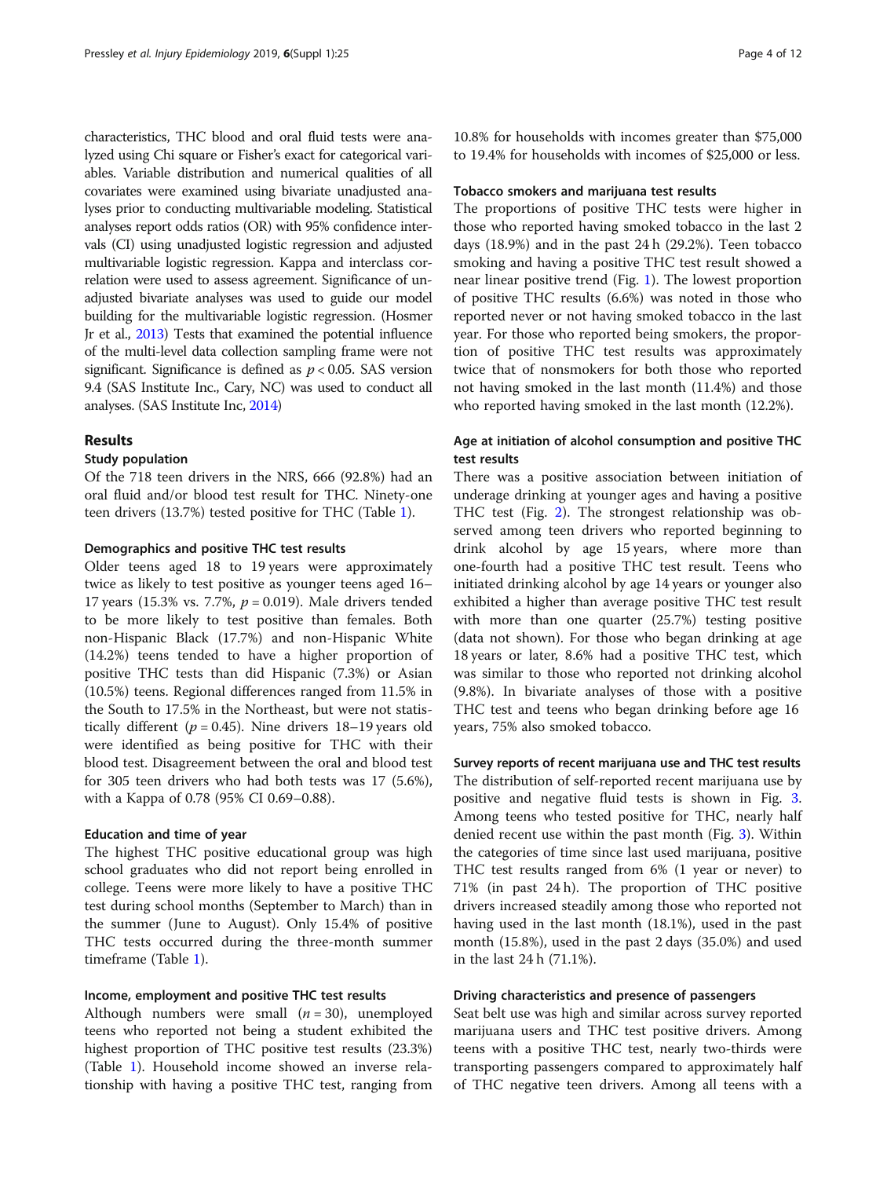characteristics, THC blood and oral fluid tests were analyzed using Chi square or Fisher's exact for categorical variables. Variable distribution and numerical qualities of all covariates were examined using bivariate unadjusted analyses prior to conducting multivariable modeling. Statistical analyses report odds ratios (OR) with 95% confidence intervals (CI) using unadjusted logistic regression and adjusted multivariable logistic regression. Kappa and interclass correlation were used to assess agreement. Significance of unadjusted bivariate analyses was used to guide our model building for the multivariable logistic regression. (Hosmer Jr et al., 2013) Tests that examined the potential influence of the multi-level data collection sampling frame were not significant. Significance is defined as $p < 0.05$. SAS version 9.4 (SAS Institute Inc., Cary, NC) was used to conduct all analyses. (SAS Institute Inc, 2014)

## Results

### Study population

Of the 718 teen drivers in the NRS, 666 (92.8%) had an oral fluid and/or blood test result for THC. Ninety-one teen drivers (13.7%) tested positive for THC (Table 1).

#### Demographics and positive THC test results

Older teens aged 18 to 19 years were approximately twice as likely to test positive as younger teens aged 16–17 years (15.3% vs. 7.7%, $p = 0.019$). Male drivers tended to be more likely to test positive than females. Both non-Hispanic Black (17.7%) and non-Hispanic White (14.2%) teens tended to have a higher proportion of positive THC tests than did Hispanic (7.3%) or Asian (10.5%) teens. Regional differences ranged from 11.5% in the South to 17.5% in the Northeast, but were not statistically different ($p = 0.45$). Nine drivers 18–19 years old were identified as being positive for THC with their blood test. Disagreement between the oral and blood test for 305 teen drivers who had both tests was 17 (5.6%), with a Kappa of 0.78 (95% CI 0.69–0.88).

#### Education and time of year

The highest THC positive educational group was high school graduates who did not report being enrolled in college. Teens were more likely to have a positive THC test during school months (September to March) than in the summer (June to August). Only 15.4% of positive THC tests occurred during the three-month summer timeframe (Table 1).

#### Income, employment and positive THC test results

Although numbers were small ($n = 30$), unemployed teens who reported not being a student exhibited the highest proportion of THC positive test results (23.3%) (Table 1). Household income showed an inverse relationship with having a positive THC test, ranging from 10.8% for households with incomes greater than \$75,000 to 19.4% for households with incomes of \$25,000 or less.

#### Tobacco smokers and marijuana test results

The proportions of positive THC tests were higher in those who reported having smoked tobacco in the last 2 days (18.9%) and in the past 24 h (29.2%). Teen tobacco smoking and having a positive THC test result showed a near linear positive trend (Fig. 1). The lowest proportion of positive THC results (6.6%) was noted in those who reported never or not having smoked tobacco in the last year. For those who reported being smokers, the proportion of positive THC test results was approximately twice that of nonsmokers for both those who reported not having smoked in the last month (11.4%) and those who reported having smoked in the last month (12.2%).

#### Age at initiation of alcohol consumption and positive THC test results

There was a positive association between initiation of underage drinking at younger ages and having a positive THC test (Fig. 2). The strongest relationship was observed among teen drivers who reported beginning to drink alcohol by age 15 years, where more than one-fourth had a positive THC test result. Teens who initiated drinking alcohol by age 14 years or younger also exhibited a higher than average positive THC test result with more than one quarter (25.7%) testing positive (data not shown). For those who began drinking at age 18 years or later, 8.6% had a positive THC test, which was similar to those who reported not drinking alcohol (9.8%). In bivariate analyses of those with a positive THC test and teens who began drinking before age 16 years, 75% also smoked tobacco.

#### Survey reports of recent marijuana use and THC test results

The distribution of self-reported recent marijuana use by positive and negative fluid tests is shown in Fig. 3. Among teens who tested positive for THC, nearly half denied recent use within the past month (Fig. 3). Within the categories of time since last used marijuana, positive THC test results ranged from 6% (1 year or never) to 71% (in past 24 h). The proportion of THC positive drivers increased steadily among those who reported not having used in the last month (18.1%), used in the past month (15.8%), used in the past 2 days (35.0%) and used in the last 24 h (71.1%).

#### Driving characteristics and presence of passengers

Seat belt use was high and similar across survey reported marijuana users and THC test positive drivers. Among teens with a positive THC test, nearly two-thirds were transporting passengers compared to approximately half of THC negative teen drivers. Among all teens with a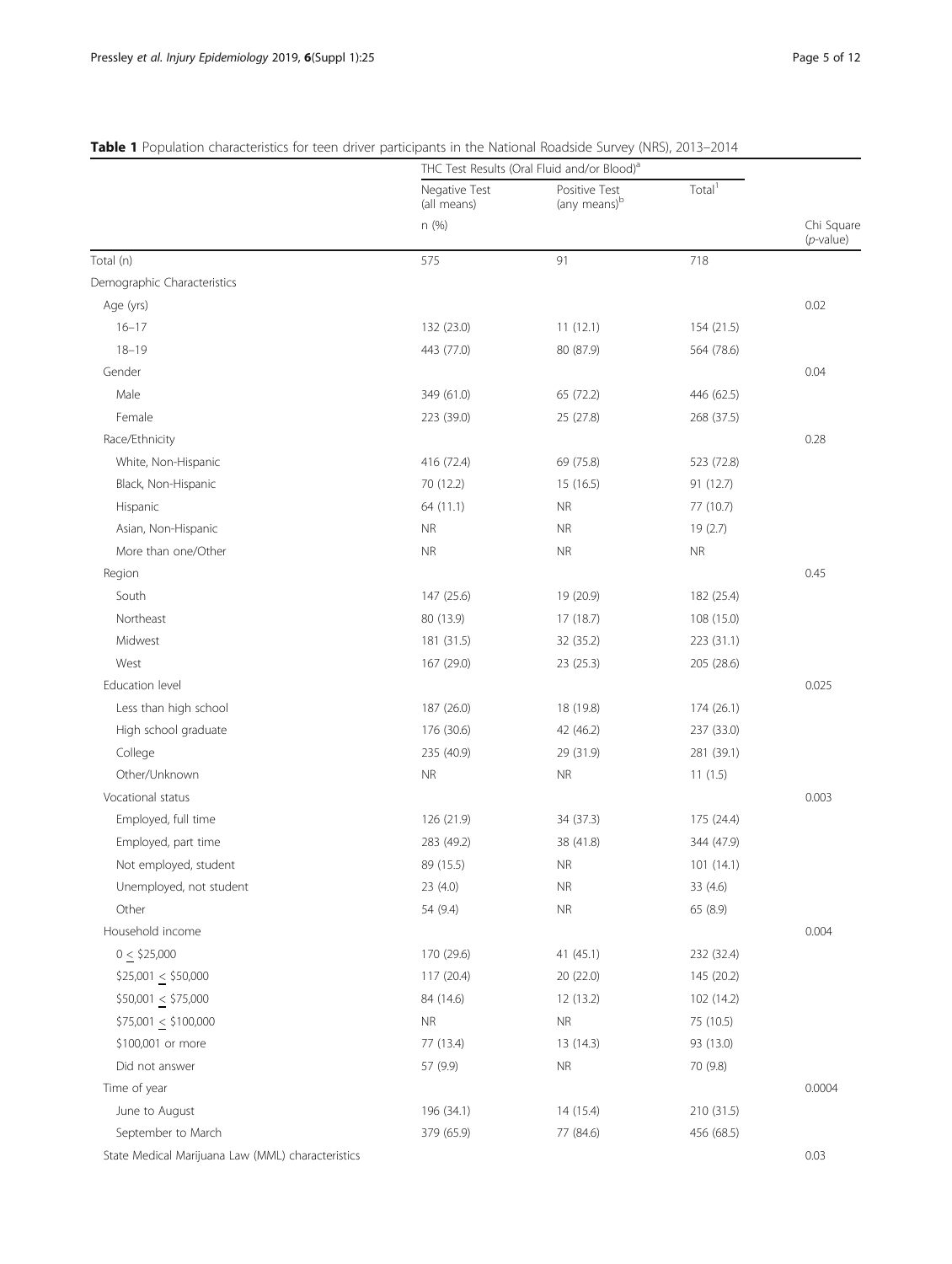**Table 1** Population characteristics for teen driver participants in the National Roadside Survey (NRS), 2013–2014

| | THC Test Results (Oral Fluid and/or Blood)[a] | | | |
|---|---|---|---|---|
| | Negative Test (all means) | Positive Test (any means)[b] | Total[1] | |
| | n (%) | | | Chi Square (*p*-value) |
| Total (n) | 575 | 91 | 718 | |
| Demographic Characteristics | | | | |
| Age (yrs) | | | | 0.02 |
| 16–17 | 132 (23.0) | 11 (12.1) | 154 (21.5) | |
| 18–19 | 443 (77.0) | 80 (87.9) | 564 (78.6) | |
| Gender | | | | 0.04 |
| Male | 349 (61.0) | 65 (72.2) | 446 (62.5) | |
| Female | 223 (39.0) | 25 (27.8) | 268 (37.5) | |
| Race/Ethnicity | | | | 0.28 |
| White, Non-Hispanic | 416 (72.4) | 69 (75.8) | 523 (72.8) | |
| Black, Non-Hispanic | 70 (12.2) | 15 (16.5) | 91 (12.7) | |
| Hispanic | 64 (11.1) | NR | 77 (10.7) | |
| Asian, Non-Hispanic | NR | NR | 19 (2.7) | |
| More than one/Other | NR | NR | NR | |
| Region | | | | 0.45 |
| South | 147 (25.6) | 19 (20.9) | 182 (25.4) | |
| Northeast | 80 (13.9) | 17 (18.7) | 108 (15.0) | |
| Midwest | 181 (31.5) | 32 (35.2) | 223 (31.1) | |
| West | 167 (29.0) | 23 (25.3) | 205 (28.6) | |
| Education level | | | | 0.025 |
| Less than high school | 187 (26.0) | 18 (19.8) | 174 (26.1) | |
| High school graduate | 176 (30.6) | 42 (46.2) | 237 (33.0) | |
| College | 235 (40.9) | 29 (31.9) | 281 (39.1) | |
| Other/Unknown | NR | NR | 11 (1.5) | |
| Vocational status | | | | 0.003 |
| Employed, full time | 126 (21.9) | 34 (37.3) | 175 (24.4) | |
| Employed, part time | 283 (49.2) | 38 (41.8) | 344 (47.9) | |
| Not employed, student | 89 (15.5) | NR | 101 (14.1) | |
| Unemployed, not student | 23 (4.0) | NR | 33 (4.6) | |
| Other | 54 (9.4) | NR | 65 (8.9) | |
| Household income | | | | 0.004 |
| 0 ≤ $25,000 | 170 (29.6) | 41 (45.1) | 232 (32.4) | |
| $25,001 ≤ $50,000 | 117 (20.4) | 20 (22.0) | 145 (20.2) | |
| $50,001 ≤ $75,000 | 84 (14.6) | 12 (13.2) | 102 (14.2) | |
| $75,001 ≤ $100,000 | NR | NR | 75 (10.5) | |
| $100,001 or more | 77 (13.4) | 13 (14.3) | 93 (13.0) | |
| Did not answer | 57 (9.9) | NR | 70 (9.8) | |
| Time of year | | | | 0.0004 |
| June to August | 196 (34.1) | 14 (15.4) | 210 (31.5) | |
| September to March | 379 (65.9) | 77 (84.6) | 456 (68.5) | |
| State Medical Marijuana Law (MML) characteristics | | | | 0.03 |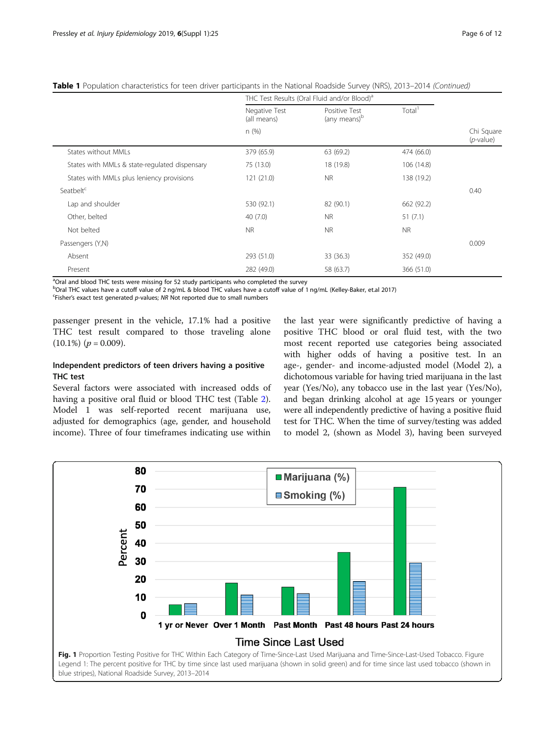**Table 1** Population characteristics for teen driver participants in the National Roadside Survey (NRS), 2013–2014 *(Continued)*

| | THC Test Results (Oral Fluid and/or Blood)[a] | | | |
|---|---|---|---|---|
| | Negative Test (all means) | Positive Test (any means)[b] | Total[1] | |
| | n (%) | | | Chi Square (*p*-value) |
| States without MMLs | 379 (65.9) | 63 (69.2) | 474 (66.0) | |
| States with MMLs & state-regulated dispensary | 75 (13.0) | 18 (19.8) | 106 (14.8) | |
| States with MMLs plus leniency provisions | 121 (21.0) | NR | 138 (19.2) | |
| Seatbelt[c] | | | | 0.40 |
| Lap and shoulder | 530 (92.1) | 82 (90.1) | 662 (92.2) | |
| Other, belted | 40 (7.0) | NR | 51 (7.1) | |
| Not belted | NR | NR | NR | |
| Passengers (Y,N) | | | | 0.009 |
| Absent | 293 (51.0) | 33 (36.3) | 352 (49.0) | |
| Present | 282 (49.0) | 58 (63.7) | 366 (51.0) | |

[a]Oral and blood THC tests were missing for 52 study participants who completed the survey
[b]Oral THC values have a cutoff value of 2 ng/mL & blood THC values have a cutoff value of 1 ng/mL (Kelley-Baker, et.al 2017)
[c]Fisher's exact test generated *p*-values; *NR* Not reported due to small numbers

passenger present in the vehicle, 17.1% had a positive THC test result compared to those traveling alone (10.1%) ($p = 0.009$).

### Independent predictors of teen drivers having a positive THC test

Several factors were associated with increased odds of having a positive oral fluid or blood THC test (Table 2). Model 1 was self-reported recent marijuana use, adjusted for demographics (age, gender, and household income). Three of four timeframes indicating use within the last year were significantly predictive of having a positive THC blood or oral fluid test, with the two most recent reported use categories being associated with higher odds of having a positive test. In an age-, gender- and income-adjusted model (Model 2), a dichotomous variable for having tried marijuana in the last year (Yes/No), any tobacco use in the last year (Yes/No), and began drinking alcohol at age 15 years or younger were all independently predictive of having a positive fluid test for THC. When the time of survey/testing was added to model 2, (shown as Model 3), having been surveyed

**Fig. 1** Proportion Testing Positive for THC Within Each Category of Time-Since-Last Used Marijuana and Time-Since-Last-Used Tobacco. Figure Legend 1: The percent positive for THC by time since last used marijuana (shown in solid green) and for time since last used tobacco (shown in blue stripes), National Roadside Survey, 2013–2014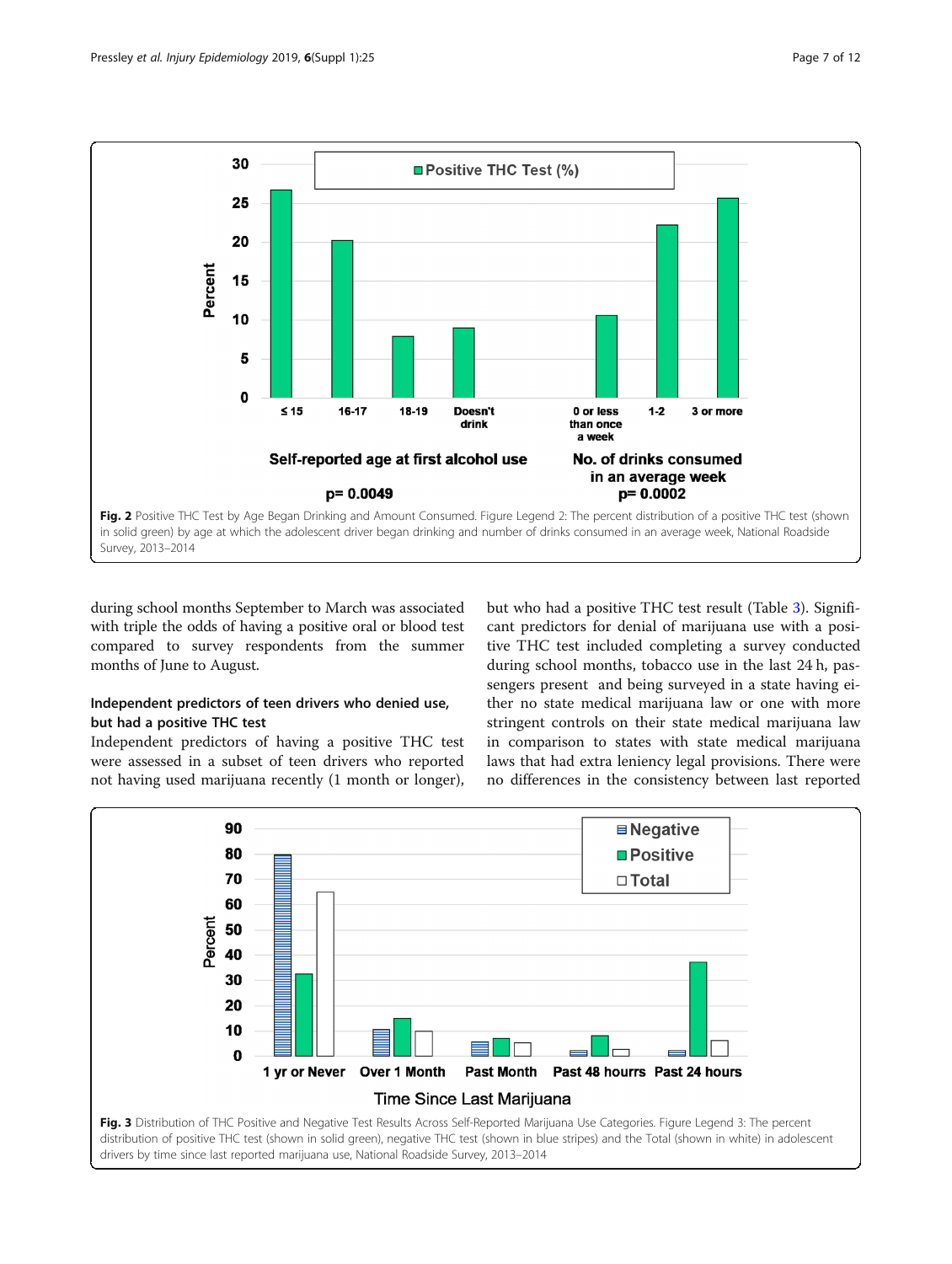Fig. 2 Positive THC Test by Age Began Drinking and Amount Consumed. Figure Legend 2: The percent distribution of a positive THC test (shown in solid green) by age at which the adolescent driver began drinking and number of drinks consumed in an average week, National Roadside Survey, 2013–2014

during school months September to March was associated with triple the odds of having a positive oral or blood test compared to survey respondents from the summer months of June to August.

### Independent predictors of teen drivers who denied use, but had a positive THC test

Independent predictors of having a positive THC test were assessed in a subset of teen drivers who reported not having used marijuana recently (1 month or longer), but who had a positive THC test result (Table 3). Significant predictors for denial of marijuana use with a positive THC test included completing a survey conducted during school months, tobacco use in the last 24 h, passengers present and being surveyed in a state having either no state medical marijuana law or one with more stringent controls on their state medical marijuana law in comparison to states with state medical marijuana laws that had extra leniency legal provisions. There were no differences in the consistency between last reported

Fig. 3 Distribution of THC Positive and Negative Test Results Across Self-Reported Marijuana Use Categories. Figure Legend 3: The percent distribution of positive THC test (shown in solid green), negative THC test (shown in blue stripes) and the Total (shown in white) in adolescent drivers by time since last reported marijuana use, National Roadside Survey, 2013–2014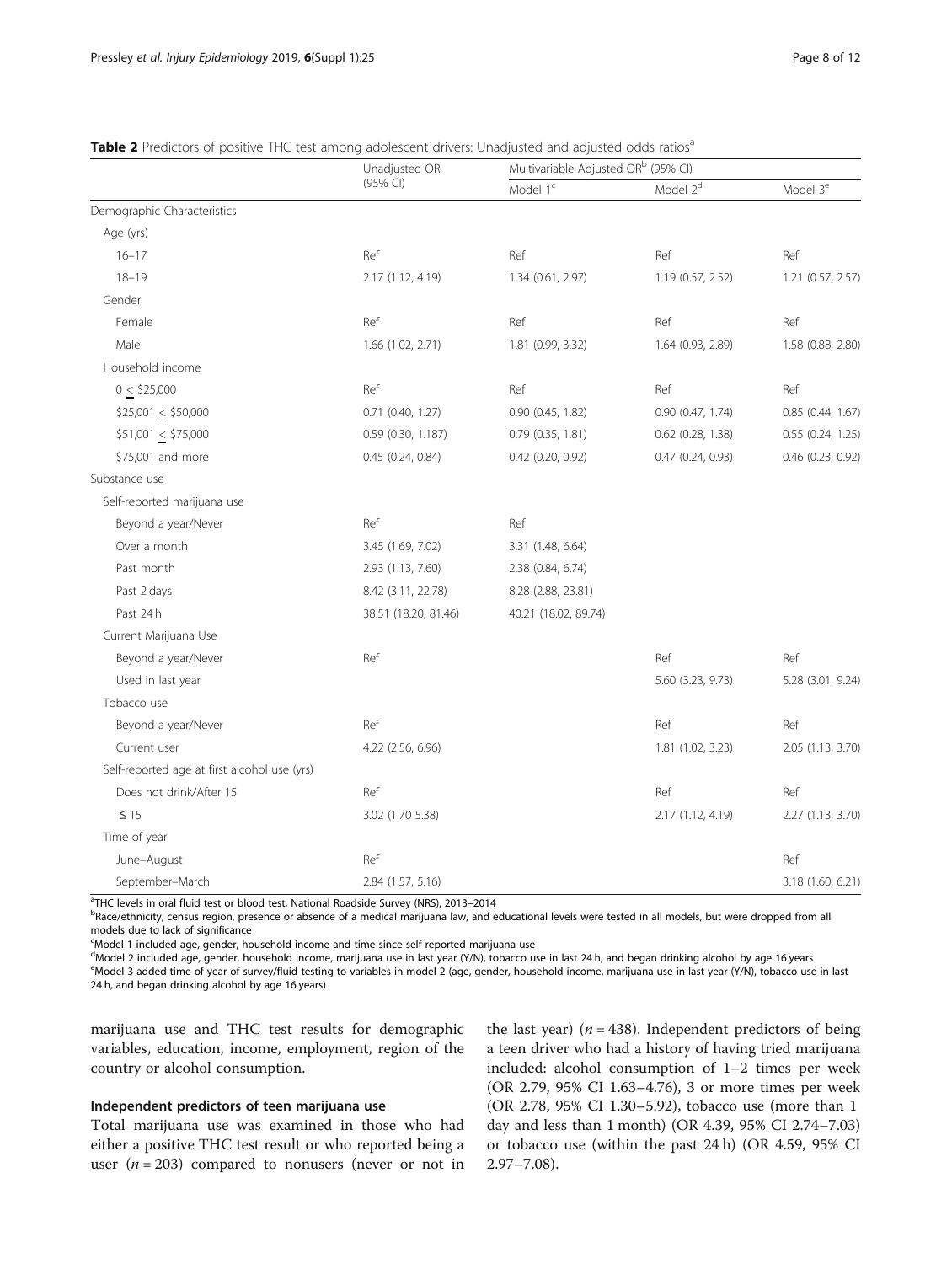**Table 2** Predictors of positive THC test among adolescent drivers: Unadjusted and adjusted odds ratios[a]

| | Unadjusted OR (95% CI) | Multivariable Adjusted OR[b] (95% CI) | | |
|---|---|---|---|---|
| | | Model 1[c] | Model 2[d] | Model 3[e] |
| Demographic Characteristics | | | | |
| Age (yrs) | | | | |
| 16–17 | Ref | Ref | Ref | Ref |
| 18–19 | 2.17 (1.12, 4.19) | 1.34 (0.61, 2.97) | 1.19 (0.57, 2.52) | 1.21 (0.57, 2.57) |
| Gender | | | | |
| Female | Ref | Ref | Ref | Ref |
| Male | 1.66 (1.02, 2.71) | 1.81 (0.99, 3.32) | 1.64 (0.93, 2.89) | 1.58 (0.88, 2.80) |
| Household income | | | | |
| 0 ≤ \$25,000 | Ref | Ref | Ref | Ref |
| \$25,001 ≤ \$50,000 | 0.71 (0.40, 1.27) | 0.90 (0.45, 1.82) | 0.90 (0.47, 1.74) | 0.85 (0.44, 1.67) |
| \$51,001 ≤ \$75,000 | 0.59 (0.30, 1.187) | 0.79 (0.35, 1.81) | 0.62 (0.28, 1.38) | 0.55 (0.24, 1.25) |
| \$75,001 and more | 0.45 (0.24, 0.84) | 0.42 (0.20, 0.92) | 0.47 (0.24, 0.93) | 0.46 (0.23, 0.92) |
| Substance use | | | | |
| Self-reported marijuana use | | | | |
| Beyond a year/Never | Ref | Ref | | |
| Over a month | 3.45 (1.69, 7.02) | 3.31 (1.48, 6.64) | | |
| Past month | 2.93 (1.13, 7.60) | 2.38 (0.84, 6.74) | | |
| Past 2 days | 8.42 (3.11, 22.78) | 8.28 (2.88, 23.81) | | |
| Past 24 h | 38.51 (18.20, 81.46) | 40.21 (18.02, 89.74) | | |
| Current Marijuana Use | | | | |
| Beyond a year/Never | Ref | | Ref | Ref |
| Used in last year | | | 5.60 (3.23, 9.73) | 5.28 (3.01, 9.24) |
| Tobacco use | | | | |
| Beyond a year/Never | Ref | | Ref | Ref |
| Current user | 4.22 (2.56, 6.96) | | 1.81 (1.02, 3.23) | 2.05 (1.13, 3.70) |
| Self-reported age at first alcohol use (yrs) | | | | |
| Does not drink/After 15 | Ref | | Ref | Ref |
| ≤ 15 | 3.02 (1.70 5.38) | | 2.17 (1.12, 4.19) | 2.27 (1.13, 3.70) |
| Time of year | | | | |
| June–August | Ref | | | Ref |
| September–March | 2.84 (1.57, 5.16) | | | 3.18 (1.60, 6.21) |

[a]THC levels in oral fluid test or blood test, National Roadside Survey (NRS), 2013–2014

[b]Race/ethnicity, census region, presence or absence of a medical marijuana law, and educational levels were tested in all models, but were dropped from all models due to lack of significance

[c]Model 1 included age, gender, household income and time since self-reported marijuana use

[d]Model 2 included age, gender, household income, marijuana use in last year (Y/N), tobacco use in last 24 h, and began drinking alcohol by age 16 years

[e]Model 3 added time of year of survey/fluid testing to variables in model 2 (age, gender, household income, marijuana use in last year (Y/N), tobacco use in last 24 h, and began drinking alcohol by age 16 years)

marijuana use and THC test results for demographic variables, education, income, employment, region of the country or alcohol consumption.

### Independent predictors of teen marijuana use

Total marijuana use was examined in those who had either a positive THC test result or who reported being a user ($n = 203$) compared to nonusers (never or not in the last year) ($n = 438$). Independent predictors of being a teen driver who had a history of having tried marijuana included: alcohol consumption of 1–2 times per week (OR 2.79, 95% CI 1.63–4.76), 3 or more times per week (OR 2.78, 95% CI 1.30–5.92), tobacco use (more than 1 day and less than 1 month) (OR 4.39, 95% CI 2.74–7.03) or tobacco use (within the past 24 h) (OR 4.59, 95% CI 2.97–7.08).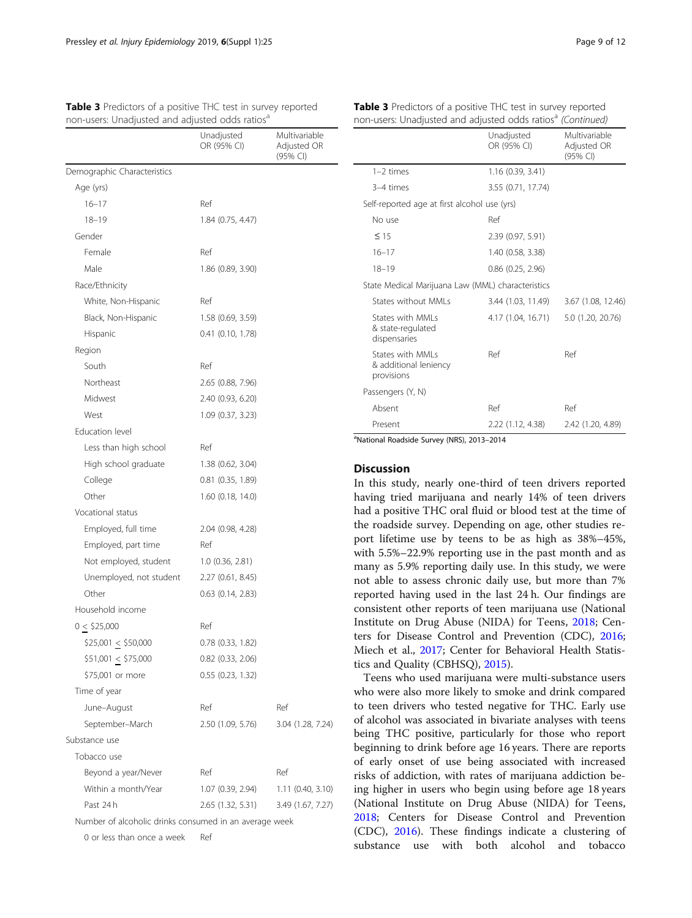**Table 3** Predictors of a positive THC test in survey reported non-users: Unadjusted and adjusted odds ratios[a]

| | Unadjusted OR (95% CI) | Multivariable Adjusted OR (95% CI) |
|---|---|---|
| Demographic Characteristics | | |
| Age (yrs) | | |
| 16–17 | Ref | |
| 18–19 | 1.84 (0.75, 4.47) | |
| Gender | | |
| Female | Ref | |
| Male | 1.86 (0.89, 3.90) | |
| Race/Ethnicity | | |
| White, Non-Hispanic | Ref | |
| Black, Non-Hispanic | 1.58 (0.69, 3.59) | |
| Hispanic | 0.41 (0.10, 1.78) | |
| Region | | |
| South | Ref | |
| Northeast | 2.65 (0.88, 7.96) | |
| Midwest | 2.40 (0.93, 6.20) | |
| West | 1.09 (0.37, 3.23) | |
| Education level | | |
| Less than high school | Ref | |
| High school graduate | 1.38 (0.62, 3.04) | |
| College | 0.81 (0.35, 1.89) | |
| Other | 1.60 (0.18, 14.0) | |
| Vocational status | | |
| Employed, full time | 2.04 (0.98, 4.28) | |
| Employed, part time | Ref | |
| Not employed, student | 1.0 (0.36, 2.81) | |
| Unemployed, not student | 2.27 (0.61, 8.45) | |
| Other | 0.63 (0.14, 2.83) | |
| Household income | | |
| 0 < $25,000 | Ref | |
| $25,001 < $50,000 | 0.78 (0.33, 1.82) | |
| $51,001 < $75,000 | 0.82 (0.33, 2.06) | |
| $75,001 or more | 0.55 (0.23, 1.32) | |
| Time of year | | |
| June–August | Ref | Ref |
| September–March | 2.50 (1.09, 5.76) | 3.04 (1.28, 7.24) |
| Substance use | | |
| Tobacco use | | |
| Beyond a year/Never | Ref | Ref |
| Within a month/Year | 1.07 (0.39, 2.94) | 1.11 (0.40, 3.10) |
| Past 24 h | 2.65 (1.32, 5.31) | 3.49 (1.67, 7.27) |
| Number of alcoholic drinks consumed in an average week | | |
| 0 or less than once a week | Ref | |
| 1–2 times | 1.16 (0.39, 3.41) | |
| 3–4 times | 3.55 (0.71, 17.74) | |
| Self-reported age at first alcohol use (yrs) | | |
| No use | Ref | |
| ≤ 15 | 2.39 (0.97, 5.91) | |
| 16–17 | 1.40 (0.58, 3.38) | |
| 18–19 | 0.86 (0.25, 2.96) | |
| State Medical Marijuana Law (MML) characteristics | | |
| States without MMLs | 3.44 (1.03, 11.49) | 3.67 (1.08, 12.46) |
| States with MMLs & state-regulated dispensaries | 4.17 (1.04, 16.71) | 5.0 (1.20, 20.76) |
| States with MMLs & additional leniency provisions | Ref | Ref |
| Passengers (Y, N) | | |
| Absent | Ref | Ref |
| Present | 2.22 (1.12, 4.38) | 2.42 (1.20, 4.89) |

[a]National Roadside Survey (NRS), 2013–2014

## Discussion

In this study, nearly one-third of teen drivers reported having tried marijuana and nearly 14% of teen drivers had a positive THC oral fluid or blood test at the time of the roadside survey. Depending on age, other studies report lifetime use by teens to be as high as 38%–45%, with 5.5%–22.9% reporting use in the past month and as many as 5.9% reporting daily use. In this study, we were not able to assess chronic daily use, but more than 7% reported having used in the last 24 h. Our findings are consistent other reports of teen marijuana use (National Institute on Drug Abuse (NIDA) for Teens, 2018; Centers for Disease Control and Prevention (CDC), 2016; Miech et al., 2017; Center for Behavioral Health Statistics and Quality (CBHSQ), 2015).

Teens who used marijuana were multi-substance users who were also more likely to smoke and drink compared to teen drivers who tested negative for THC. Early use of alcohol was associated in bivariate analyses with teens being THC positive, particularly for those who report beginning to drink before age 16 years. There are reports of early onset of use being associated with increased risks of addiction, with rates of marijuana addiction being higher in users who begin using before age 18 years (National Institute on Drug Abuse (NIDA) for Teens, 2018; Centers for Disease Control and Prevention (CDC), 2016). These findings indicate a clustering of substance use with both alcohol and tobacco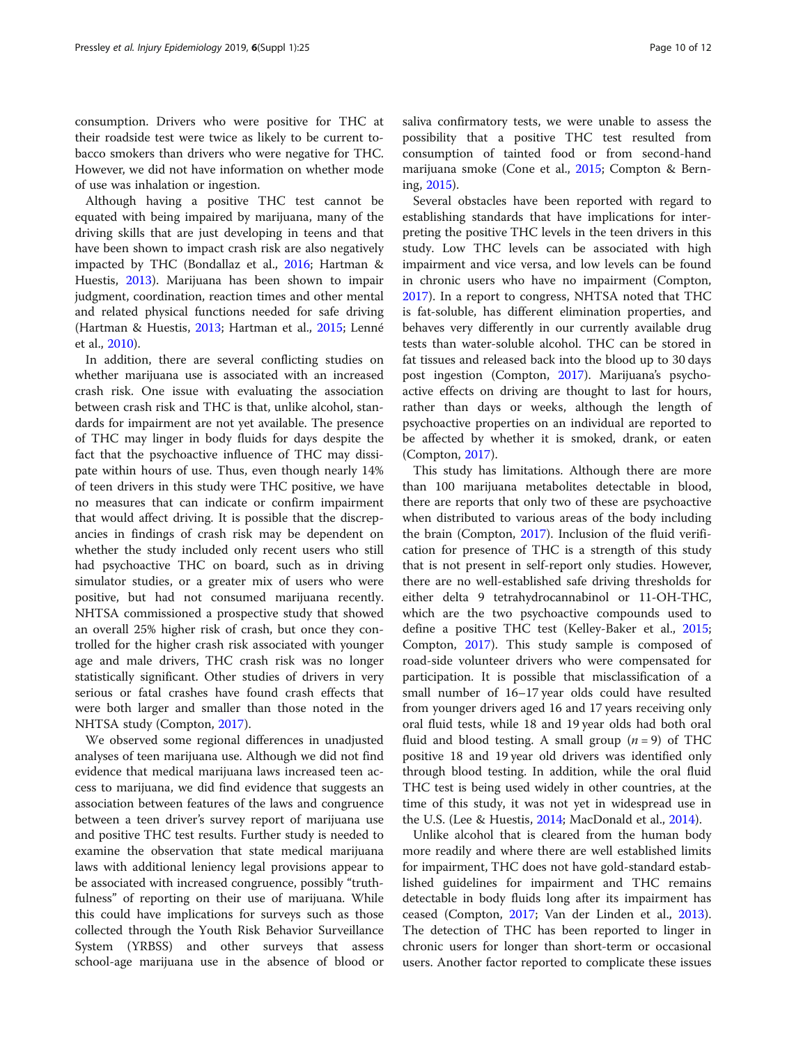consumption. Drivers who were positive for THC at their roadside test were twice as likely to be current tobacco smokers than drivers who were negative for THC. However, we did not have information on whether mode of use was inhalation or ingestion.

Although having a positive THC test cannot be equated with being impaired by marijuana, many of the driving skills that are just developing in teens and that have been shown to impact crash risk are also negatively impacted by THC (Bondallaz et al., 2016; Hartman & Huestis, 2013). Marijuana has been shown to impair judgment, coordination, reaction times and other mental and related physical functions needed for safe driving (Hartman & Huestis, 2013; Hartman et al., 2015; Lenné et al., 2010).

In addition, there are several conflicting studies on whether marijuana use is associated with an increased crash risk. One issue with evaluating the association between crash risk and THC is that, unlike alcohol, standards for impairment are not yet available. The presence of THC may linger in body fluids for days despite the fact that the psychoactive influence of THC may dissipate within hours of use. Thus, even though nearly 14% of teen drivers in this study were THC positive, we have no measures that can indicate or confirm impairment that would affect driving. It is possible that the discrepancies in findings of crash risk may be dependent on whether the study included only recent users who still had psychoactive THC on board, such as in driving simulator studies, or a greater mix of users who were positive, but had not consumed marijuana recently. NHTSA commissioned a prospective study that showed an overall 25% higher risk of crash, but once they controlled for the higher crash risk associated with younger age and male drivers, THC crash risk was no longer statistically significant. Other studies of drivers in very serious or fatal crashes have found crash effects that were both larger and smaller than those noted in the NHTSA study (Compton, 2017).

We observed some regional differences in unadjusted analyses of teen marijuana use. Although we did not find evidence that medical marijuana laws increased teen access to marijuana, we did find evidence that suggests an association between features of the laws and congruence between a teen driver's survey report of marijuana use and positive THC test results. Further study is needed to examine the observation that state medical marijuana laws with additional leniency legal provisions appear to be associated with increased congruence, possibly "truthfulness" of reporting on their use of marijuana. While this could have implications for surveys such as those collected through the Youth Risk Behavior Surveillance System (YRBSS) and other surveys that assess school-age marijuana use in the absence of blood or saliva confirmatory tests, we were unable to assess the possibility that a positive THC test resulted from consumption of tainted food or from second-hand marijuana smoke (Cone et al., 2015; Compton & Berning, 2015).

Several obstacles have been reported with regard to establishing standards that have implications for interpreting the positive THC levels in the teen drivers in this study. Low THC levels can be associated with high impairment and vice versa, and low levels can be found in chronic users who have no impairment (Compton, 2017). In a report to congress, NHTSA noted that THC is fat-soluble, has different elimination properties, and behaves very differently in our currently available drug tests than water-soluble alcohol. THC can be stored in fat tissues and released back into the blood up to 30 days post ingestion (Compton, 2017). Marijuana's psychoactive effects on driving are thought to last for hours, rather than days or weeks, although the length of psychoactive properties on an individual are reported to be affected by whether it is smoked, drank, or eaten (Compton, 2017).

This study has limitations. Although there are more than 100 marijuana metabolites detectable in blood, there are reports that only two of these are psychoactive when distributed to various areas of the body including the brain (Compton, 2017). Inclusion of the fluid verification for presence of THC is a strength of this study that is not present in self-report only studies. However, there are no well-established safe driving thresholds for either delta 9 tetrahydrocannabinol or 11-OH-THC, which are the two psychoactive compounds used to define a positive THC test (Kelley-Baker et al., 2015; Compton, 2017). This study sample is composed of road-side volunteer drivers who were compensated for participation. It is possible that misclassification of a small number of 16–17 year olds could have resulted from younger drivers aged 16 and 17 years receiving only oral fluid tests, while 18 and 19 year olds had both oral fluid and blood testing. A small group ($n = 9$) of THC positive 18 and 19 year old drivers was identified only through blood testing. In addition, while the oral fluid THC test is being used widely in other countries, at the time of this study, it was not yet in widespread use in the U.S. (Lee & Huestis, 2014; MacDonald et al., 2014).

Unlike alcohol that is cleared from the human body more readily and where there are well established limits for impairment, THC does not have gold-standard established guidelines for impairment and THC remains detectable in body fluids long after its impairment has ceased (Compton, 2017; Van der Linden et al., 2013). The detection of THC has been reported to linger in chronic users for longer than short-term or occasional users. Another factor reported to complicate these issues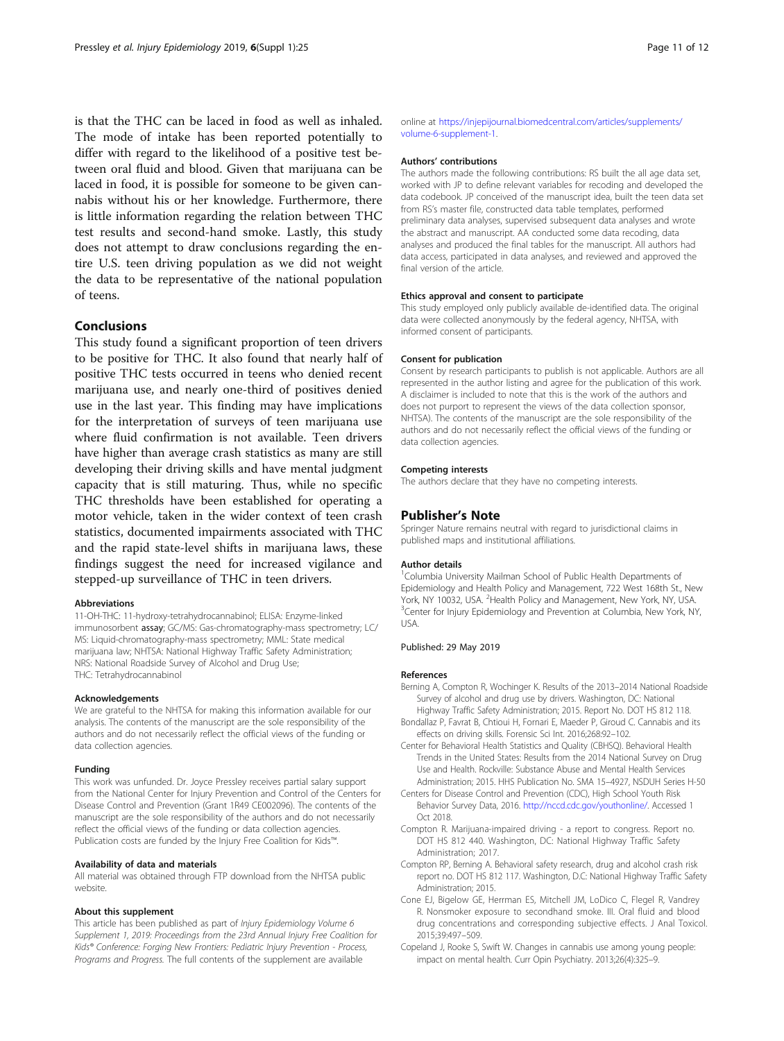is that the THC can be laced in food as well as inhaled. The mode of intake has been reported potentially to differ with regard to the likelihood of a positive test between oral fluid and blood. Given that marijuana can be laced in food, it is possible for someone to be given cannabis without his or her knowledge. Furthermore, there is little information regarding the relation between THC test results and second-hand smoke. Lastly, this study does not attempt to draw conclusions regarding the entire U.S. teen driving population as we did not weight the data to be representative of the national population of teens.

## Conclusions

This study found a significant proportion of teen drivers to be positive for THC. It also found that nearly half of positive THC tests occurred in teens who denied recent marijuana use, and nearly one-third of positives denied use in the last year. This finding may have implications for the interpretation of surveys of teen marijuana use where fluid confirmation is not available. Teen drivers have higher than average crash statistics as many are still developing their driving skills and have mental judgment capacity that is still maturing. Thus, while no specific THC thresholds have been established for operating a motor vehicle, taken in the wider context of teen crash statistics, documented impairments associated with THC and the rapid state-level shifts in marijuana laws, these findings suggest the need for increased vigilance and stepped-up surveillance of THC in teen drivers.

#### Abbreviations

11-OH-THC: 11-hydroxy-tetrahydrocannabinol; ELISA: Enzyme-linked immunosorbent **assay**; GC/MS: Gas-chromatography-mass spectrometry; LC/MS: Liquid-chromatography-mass spectrometry; MML: State medical marijuana law; NHTSA: National Highway Traffic Safety Administration; NRS: National Roadside Survey of Alcohol and Drug Use; THC: Tetrahydrocannabinol

#### Acknowledgements

We are grateful to the NHTSA for making this information available for our analysis. The contents of the manuscript are the sole responsibility of the authors and do not necessarily reflect the official views of the funding or data collection agencies.

#### Funding

This work was unfunded. Dr. Joyce Pressley receives partial salary support from the National Center for Injury Prevention and Control of the Centers for Disease Control and Prevention (Grant 1R49 CE002096). The contents of the manuscript are the sole responsibility of the authors and do not necessarily reflect the official views of the funding or data collection agencies. Publication costs are funded by the Injury Free Coalition for Kids™.

#### Availability of data and materials

All material was obtained through FTP download from the NHTSA public website.

#### About this supplement

This article has been published as part of *Injury Epidemiology Volume 6 Supplement 1, 2019: Proceedings from the 23rd Annual Injury Free Coalition for Kids® Conference: Forging New Frontiers: Pediatric Injury Prevention - Process, Programs and Progress.* The full contents of the supplement are available online at https://injepijournal.biomedcentral.com/articles/supplements/volume-6-supplement-1.

#### Authors' contributions

The authors made the following contributions: RS built the all age data set, worked with JP to define relevant variables for recoding and developed the data codebook. JP conceived of the manuscript idea, built the teen data set from RS's master file, constructed data table templates, performed preliminary data analyses, supervised subsequent data analyses and wrote the abstract and manuscript. AA conducted some data recoding, data analyses and produced the final tables for the manuscript. All authors had data access, participated in data analyses, and reviewed and approved the final version of the article.

#### Ethics approval and consent to participate

This study employed only publicly available de-identified data. The original data were collected anonymously by the federal agency, NHTSA, with informed consent of participants.

#### Consent for publication

Consent by research participants to publish is not applicable. Authors are all represented in the author listing and agree for the publication of this work. A disclaimer is included to note that this is the work of the authors and does not purport to represent the views of the data collection sponsor, NHTSA). The contents of the manuscript are the sole responsibility of the authors and do not necessarily reflect the official views of the funding or data collection agencies.

#### Competing interests

The authors declare that they have no competing interests.

## Publisher's Note

Springer Nature remains neutral with regard to jurisdictional claims in published maps and institutional affiliations.

#### Author details

[1]Columbia University Mailman School of Public Health Departments of Epidemiology and Health Policy and Management, 722 West 168th St., New York, NY 10032, USA. [2]Health Policy and Management, New York, NY, USA. [3]Center for Injury Epidemiology and Prevention at Columbia, New York, NY, USA.

Published: 29 May 2019

#### References

- Berning A, Compton R, Wochinger K. Results of the 2013–2014 National Roadside Survey of alcohol and drug use by drivers. Washington, DC: National Highway Traffic Safety Administration; 2015. Report No. DOT HS 812 118.
- Bondallaz P, Favrat B, Chtioui H, Fornari E, Maeder P, Giroud C. Cannabis and its effects on driving skills. Forensic Sci Int. 2016;268:92–102.
- Center for Behavioral Health Statistics and Quality (CBHSQ). Behavioral Health Trends in the United States: Results from the 2014 National Survey on Drug Use and Health. Rockville: Substance Abuse and Mental Health Services Administration; 2015. HHS Publication No. SMA 15–4927, NSDUH Series H-50
- Centers for Disease Control and Prevention (CDC), High School Youth Risk Behavior Survey Data, 2016. http://nccd.cdc.gov/youthonline/. Accessed 1 Oct 2018.
- Compton R. Marijuana-impaired driving - a report to congress. Report no. DOT HS 812 440. Washington, DC: National Highway Traffic Safety Administration; 2017.
- Compton RP, Berning A. Behavioral safety research, drug and alcohol crash risk report no. DOT HS 812 117. Washington, D.C: National Highway Traffic Safety Administration; 2015.
- Cone EJ, Bigelow GE, Herrman ES, Mitchell JM, LoDico C, Flegel R, Vandrey R. Nonsmoker exposure to secondhand smoke. III. Oral fluid and blood drug concentrations and corresponding subjective effects. J Anal Toxicol. 2015;39:497–509.
- Copeland J, Rooke S, Swift W. Changes in cannabis use among young people: impact on mental health. Curr Opin Psychiatry. 2013;26(4):325–9.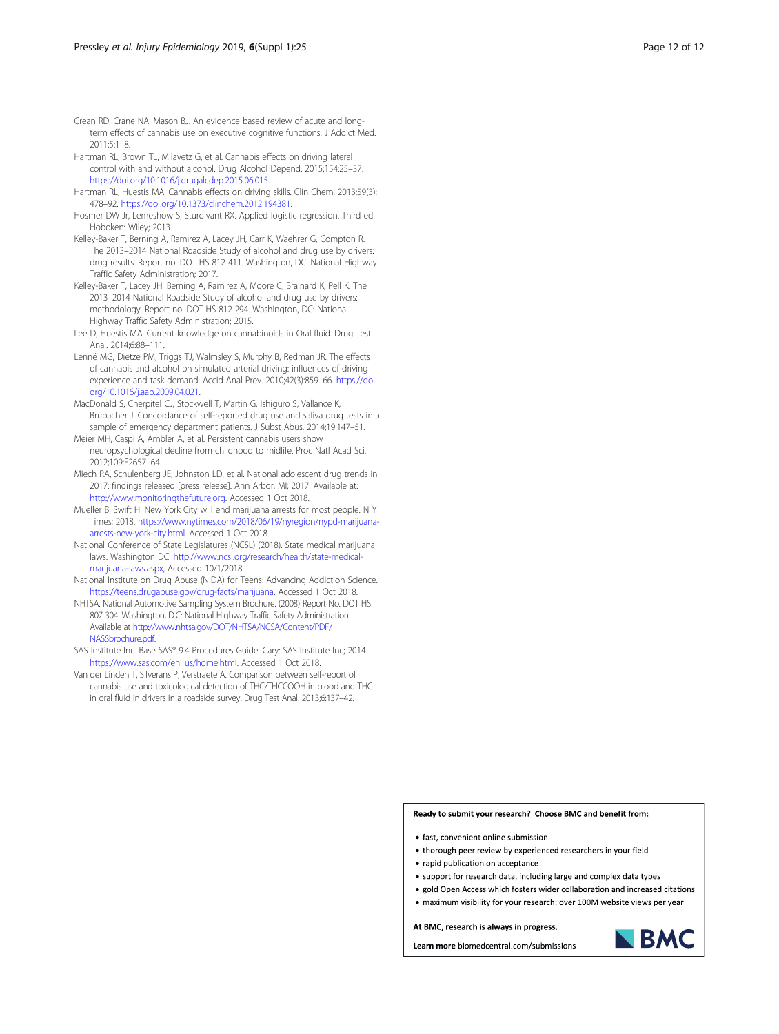Crean RD, Crane NA, Mason BJ. An evidence based review of acute and long-term effects of cannabis use on executive cognitive functions. J Addict Med. 2011;5:1–8.

Hartman RL, Brown TL, Milavetz G, et al. Cannabis effects on driving lateral control with and without alcohol. Drug Alcohol Depend. 2015;154:25–37. https://doi.org/10.1016/j.drugalcdep.2015.06.015.

Hartman RL, Huestis MA. Cannabis effects on driving skills. Clin Chem. 2013;59(3):478–92. https://doi.org/10.1373/clinchem.2012.194381.

Hosmer DW Jr, Lemeshow S, Sturdivant RX. Applied logistic regression. Third ed. Hoboken: Wiley; 2013.

Kelley-Baker T, Berning A, Ramirez A, Lacey JH, Carr K, Waehrer G, Compton R. The 2013–2014 National Roadside Study of alcohol and drug use by drivers: drug results. Report no. DOT HS 812 411. Washington, DC: National Highway Traffic Safety Administration; 2017.

Kelley-Baker T, Lacey JH, Berning A, Ramirez A, Moore C, Brainard K, Pell K. The 2013–2014 National Roadside Study of alcohol and drug use by drivers: methodology. Report no. DOT HS 812 294. Washington, DC: National Highway Traffic Safety Administration; 2015.

Lee D, Huestis MA. Current knowledge on cannabinoids in Oral fluid. Drug Test Anal. 2014;6:88–111.

Lenné MG, Dietze PM, Triggs TJ, Walmsley S, Murphy B, Redman JR. The effects of cannabis and alcohol on simulated arterial driving: influences of driving experience and task demand. Accid Anal Prev. 2010;42(3):859–66. https://doi.org/10.1016/j.aap.2009.04.021.

MacDonald S, Cherpitel CJ, Stockwell T, Martin G, Ishiguro S, Vallance K, Brubacher J. Concordance of self-reported drug use and saliva drug tests in a sample of emergency department patients. J Subst Abus. 2014;19:147–51.

Meier MH, Caspi A, Ambler A, et al. Persistent cannabis users show neuropsychological decline from childhood to midlife. Proc Natl Acad Sci. 2012;109:E2657–64.

Miech RA, Schulenberg JE, Johnston LD, et al. National adolescent drug trends in 2017: findings released [press release]. Ann Arbor, MI; 2017. Available at: http://www.monitoringthefuture.org. Accessed 1 Oct 2018.

Mueller B, Swift H. New York City will end marijuana arrests for most people. N Y Times; 2018. https://www.nytimes.com/2018/06/19/nyregion/nypd-marijuana-arrests-new-york-city.html. Accessed 1 Oct 2018.

National Conference of State Legislatures (NCSL) (2018). State medical marijuana laws. Washington DC. http://www.ncsl.org/research/health/state-medical-marijuana-laws.aspx, Accessed 10/1/2018.

National Institute on Drug Abuse (NIDA) for Teens: Advancing Addiction Science. https://teens.drugabuse.gov/drug-facts/marijuana. Accessed 1 Oct 2018.

NHTSA. National Automotive Sampling System Brochure. (2008) Report No. DOT HS 807 304. Washington, D.C: National Highway Traffic Safety Administration. Available at http://www.nhtsa.gov/DOT/NHTSA/NCSA/Content/PDF/NASSbrochure.pdf.

SAS Institute Inc. Base SAS® 9.4 Procedures Guide. Cary: SAS Institute Inc; 2014. https://www.sas.com/en_us/home.html. Accessed 1 Oct 2018.

Van der Linden T, Silverans P, Verstraete A. Comparison between self-report of cannabis use and toxicological detection of THC/THCCOOH in blood and THC in oral fluid in drivers in a roadside survey. Drug Test Anal. 2013;6:137–42.

**Ready to submit your research? Choose BMC and benefit from:**

- fast, convenient online submission
- thorough peer review by experienced researchers in your field
- rapid publication on acceptance
- support for research data, including large and complex data types
- gold Open Access which fosters wider collaboration and increased citations
- maximum visibility for your research: over 100M website views per year

**At BMC, research is always in progress.**

**Learn more** biomedcentral.com/submissions

BMC